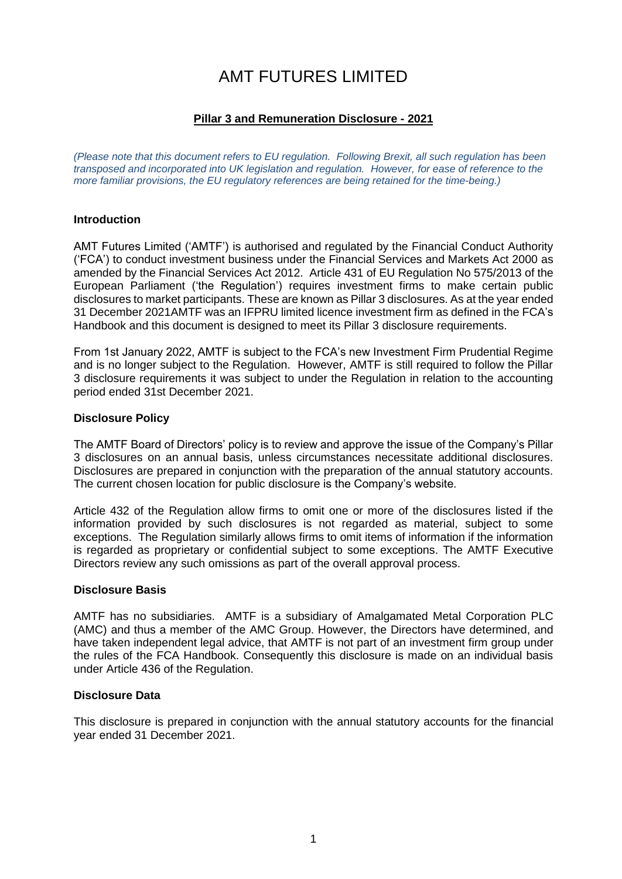# AMT FUTURES LIMITED

## Pillar 3 and Remuneration Disclosure - 2021

*(Please note that this document refers to EU regulation. Following Brexit, all such regulation has been transposed and incorporated into UK legislation and regulation. However, for ease of reference to the more familiar provisions, the EU regulatory references are being retained for the time-being.)*

### Introduction

AMT Futures Limited ('AMTF') is authorised and regulated by the Financial Conduct Authority ('FCA') to conduct investment business under the Financial Services and Markets Act 2000 as amended by the Financial Services Act 2012. Article 431 of EU Regulation No 575/2013 of the European Parliament ('the Regulation') requires investment firms to make certain public disclosures to market participants. These are known as Pillar 3 disclosures. As at the year ended 31 December 2021AMTF was an IFPRU limited licence investment firm as defined in the FCA's Handbook and this document is designed to meet its Pillar 3 disclosure requirements.

From 1st January 2022, AMTF is subject to the FCA's new Investment Firm Prudential Regime and is no longer subject to the Regulation. However, AMTF is still required to follow the Pillar 3 disclosure requirements it was subject to under the Regulation in relation to the accounting period ended 31st December 2021.

### Disclosure Policy

The AMTF Board of Directors' policy is to review and approve the issue of the Company's Pillar 3 disclosures on an annual basis, unless circumstances necessitate additional disclosures. Disclosures are prepared in conjunction with the preparation of the annual statutory accounts. The current chosen location for public disclosure is the Company's website.

Article 432 of the Regulation allow firms to omit one or more of the disclosures listed if the information provided by such disclosures is not regarded as material, subject to some exceptions. The Regulation similarly allows firms to omit items of information if the information is regarded as proprietary or confidential subject to some exceptions. The AMTF Executive Directors review any such omissions as part of the overall approval process.

### Disclosure Basis

AMTF has no subsidiaries. AMTF is a subsidiary of Amalgamated Metal Corporation PLC (AMC) and thus a member of the AMC Group. However, the Directors have determined, and have taken independent legal advice, that AMTF is not part of an investment firm group under the rules of the FCA Handbook. Consequently this disclosure is made on an individual basis under Article 436 of the Regulation.

### Disclosure Data

This disclosure is prepared in conjunction with the annual statutory accounts for the financial year ended 31 December 2021.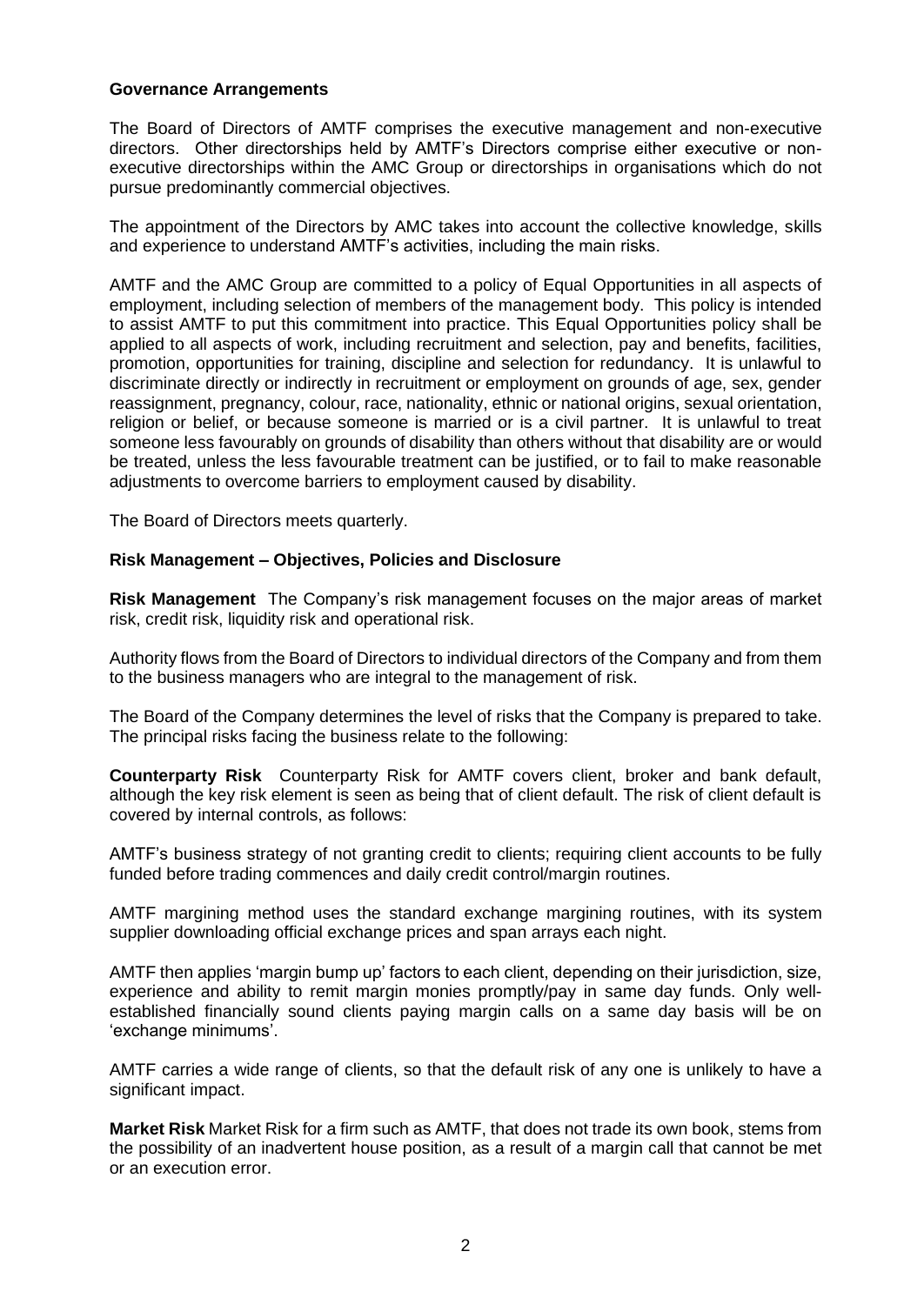**Governance Arrangements**

The Board of Directors of AMTF comprises the executive management and non-executive directors. Other directorships held by AMTF's Directors comprise either executive or non-executive directorships within the AMC Group or directorships in organisations which do not pursue predominantly commercial objectives.

The appointment of the Directors by AMC takes into account the collective knowledge, skills and experience to understand AMTF's activities, including the main risks.

AMTF and the AMC Group are committed to a policy of Equal Opportunities in all aspects of employment, including selection of members of the management body. This policy is intended to assist AMTF to put this commitment into practice. This Equal Opportunities policy shall be applied to all aspects of work, including recruitment and selection, pay and benefits, facilities, promotion, opportunities for training, discipline and selection for redundancy. It is unlawful to discriminate directly or indirectly in recruitment or employment on grounds of age, sex, gender reassignment, pregnancy, colour, race, nationality, ethnic or national origins, sexual orientation, religion or belief, or because someone is married or is a civil partner. It is unlawful to treat someone less favourably on grounds of disability than others without that disability are or would be treated, unless the less favourable treatment can be justified, or to fail to make reasonable adjustments to overcome barriers to employment caused by disability.

The Board of Directors meets quarterly.

**Risk Management – Objectives, Policies and Disclosure**

**Risk Management** The Company's risk management focuses on the major areas of market risk, credit risk, liquidity risk and operational risk.

Authority flows from the Board of Directors to individual directors of the Company and from them to the business managers who are integral to the management of risk.

The Board of the Company determines the level of risks that the Company is prepared to take. The principal risks facing the business relate to the following:

**Counterparty Risk** Counterparty Risk for AMTF covers client, broker and bank default, although the key risk element is seen as being that of client default. The risk of client default is covered by internal controls, as follows:

AMTF's business strategy of not granting credit to clients; requiring client accounts to be fully funded before trading commences and daily credit control/margin routines.

AMTF margining method uses the standard exchange margining routines, with its system supplier downloading official exchange prices and span arrays each night.

AMTF then applies 'margin bump up' factors to each client, depending on their jurisdiction, size, experience and ability to remit margin monies promptly/pay in same day funds. Only well-established financially sound clients paying margin calls on a same day basis will be on 'exchange minimums'.

AMTF carries a wide range of clients, so that the default risk of any one is unlikely to have a significant impact.

**Market Risk** Market Risk for a firm such as AMTF, that does not trade its own book, stems from the possibility of an inadvertent house position, as a result of a margin call that cannot be met or an execution error.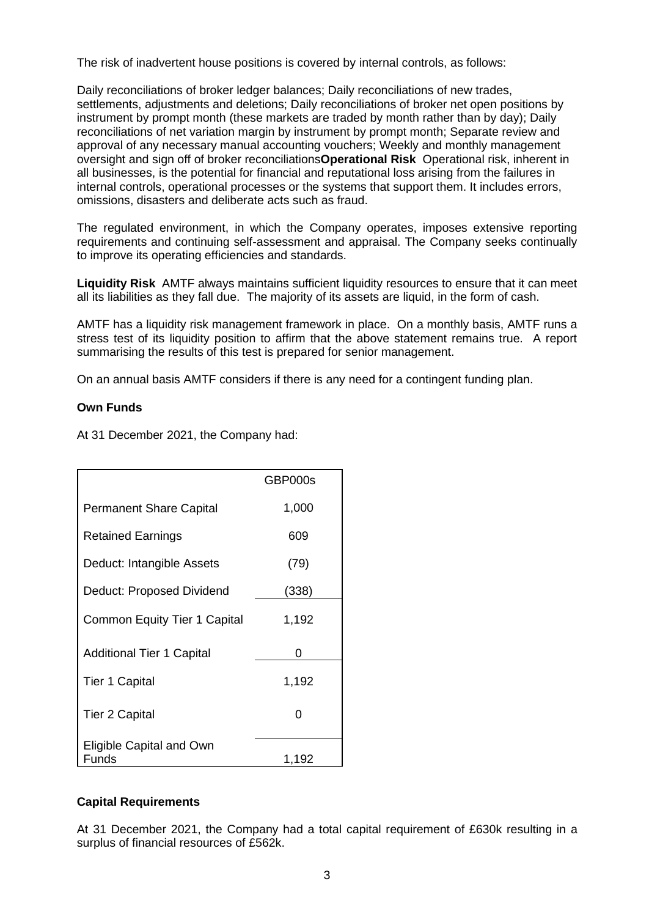The risk of inadvertent house positions is covered by internal controls, as follows:

Daily reconciliations of broker ledger balances; Daily reconciliations of new trades, settlements, adjustments and deletions; Daily reconciliations of broker net open positions by instrument by prompt month (these markets are traded by month rather than by day); Daily reconciliations of net variation margin by instrument by prompt month; Separate review and approval of any necessary manual accounting vouchers; Weekly and monthly management oversight and sign off of broker reconciliations**Operational Risk** Operational risk, inherent in all businesses, is the potential for financial and reputational loss arising from the failures in internal controls, operational processes or the systems that support them. It includes errors, omissions, disasters and deliberate acts such as fraud.

The regulated environment, in which the Company operates, imposes extensive reporting requirements and continuing self-assessment and appraisal. The Company seeks continually to improve its operating efficiencies and standards.

**Liquidity Risk** AMTF always maintains sufficient liquidity resources to ensure that it can meet all its liabilities as they fall due. The majority of its assets are liquid, in the form of cash.

AMTF has a liquidity risk management framework in place. On a monthly basis, AMTF runs a stress test of its liquidity position to affirm that the above statement remains true. A report summarising the results of this test is prepared for senior management.

On an annual basis AMTF considers if there is any need for a contingent funding plan.

**Own Funds**

At 31 December 2021, the Company had:

| | GBP000s |
|---|---|
| Permanent Share Capital | 1,000 |
| Retained Earnings | 609 |
| Deduct: Intangible Assets | (79) |
| Deduct: Proposed Dividend | (338) |
| Common Equity Tier 1 Capital | 1,192 |
| Additional Tier 1 Capital | 0 |
| Tier 1 Capital | 1,192 |
| Tier 2 Capital | 0 |
| Eligible Capital and Own Funds | 1,192 |

**Capital Requirements**

At 31 December 2021, the Company had a total capital requirement of £630k resulting in a surplus of financial resources of £562k.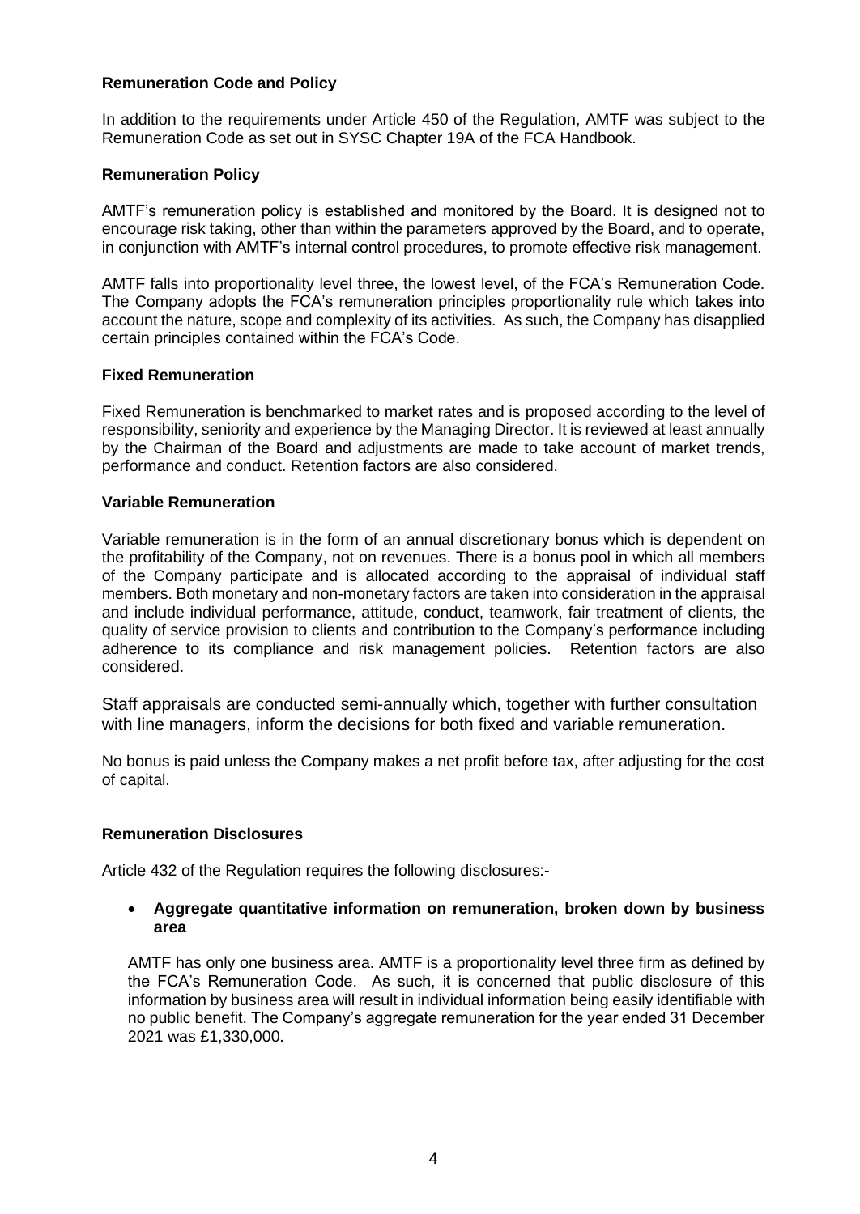**Remuneration Code and Policy**

In addition to the requirements under Article 450 of the Regulation, AMTF was subject to the Remuneration Code as set out in SYSC Chapter 19A of the FCA Handbook.

**Remuneration Policy**

AMTF's remuneration policy is established and monitored by the Board. It is designed not to encourage risk taking, other than within the parameters approved by the Board, and to operate, in conjunction with AMTF's internal control procedures, to promote effective risk management.

AMTF falls into proportionality level three, the lowest level, of the FCA's Remuneration Code. The Company adopts the FCA's remuneration principles proportionality rule which takes into account the nature, scope and complexity of its activities. As such, the Company has disapplied certain principles contained within the FCA's Code.

**Fixed Remuneration**

Fixed Remuneration is benchmarked to market rates and is proposed according to the level of responsibility, seniority and experience by the Managing Director. It is reviewed at least annually by the Chairman of the Board and adjustments are made to take account of market trends, performance and conduct. Retention factors are also considered.

**Variable Remuneration**

Variable remuneration is in the form of an annual discretionary bonus which is dependent on the profitability of the Company, not on revenues. There is a bonus pool in which all members of the Company participate and is allocated according to the appraisal of individual staff members. Both monetary and non-monetary factors are taken into consideration in the appraisal and include individual performance, attitude, conduct, teamwork, fair treatment of clients, the quality of service provision to clients and contribution to the Company's performance including adherence to its compliance and risk management policies. Retention factors are also considered.

Staff appraisals are conducted semi-annually which, together with further consultation with line managers, inform the decisions for both fixed and variable remuneration.

No bonus is paid unless the Company makes a net profit before tax, after adjusting for the cost of capital.

**Remuneration Disclosures**

Article 432 of the Regulation requires the following disclosures:-

- **Aggregate quantitative information on remuneration, broken down by business area**

  AMTF has only one business area. AMTF is a proportionality level three firm as defined by the FCA's Remuneration Code. As such, it is concerned that public disclosure of this information by business area will result in individual information being easily identifiable with no public benefit. The Company's aggregate remuneration for the year ended 31 December 2021 was £1,330,000.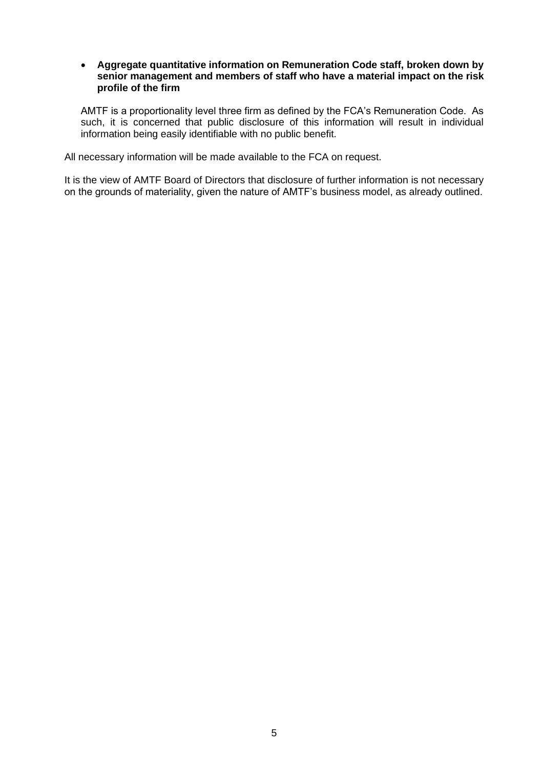- **Aggregate quantitative information on Remuneration Code staff, broken down by senior management and members of staff who have a material impact on the risk profile of the firm**

  AMTF is a proportionality level three firm as defined by the FCA's Remuneration Code. As such, it is concerned that public disclosure of this information will result in individual information being easily identifiable with no public benefit.

All necessary information will be made available to the FCA on request.

It is the view of AMTF Board of Directors that disclosure of further information is not necessary on the grounds of materiality, given the nature of AMTF's business model, as already outlined.